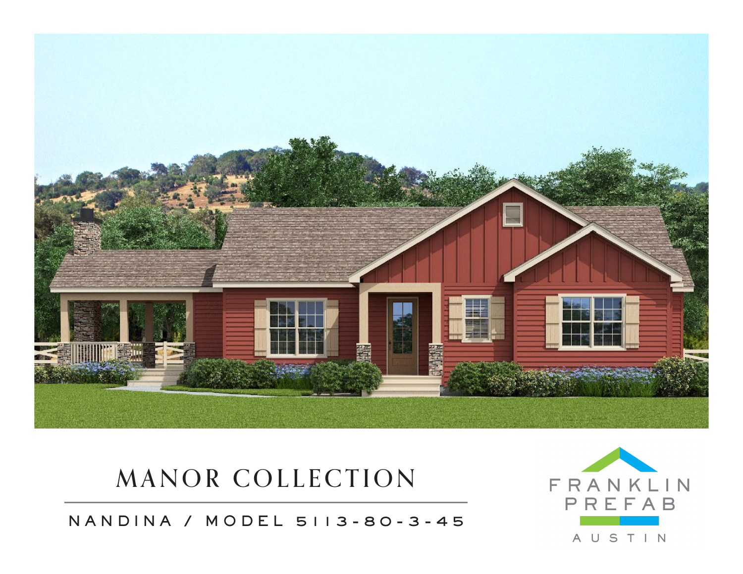# MANOR COLLECTION

NANDINA / MODEL 5113-80-3-45

FRANKLIN PREFAB

AUSTIN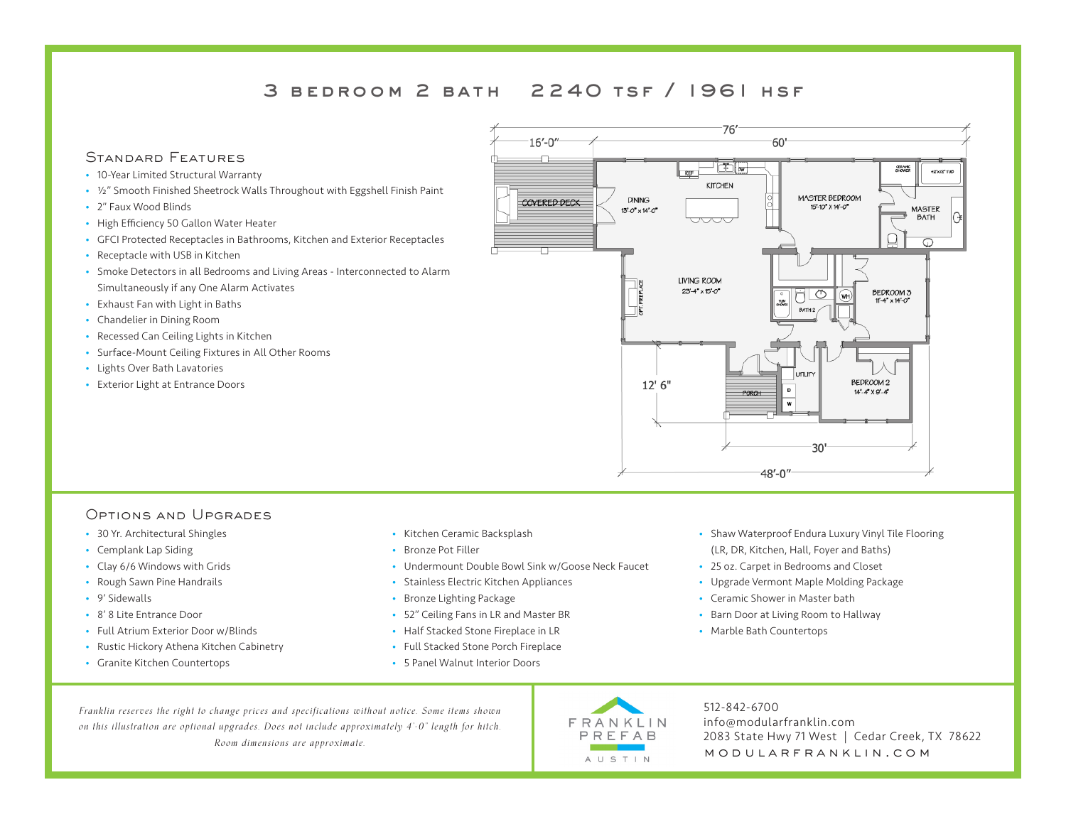# 3 BEDROOM 2 BATH 2240 TSF / 1961 HSF

## Standard Features

- 10-Year Limited Structural Warranty
- ½" Smooth Finished Sheetrock Walls Throughout with Eggshell Finish Paint
- 2" Faux Wood Blinds
- High Efficiency 50 Gallon Water Heater
- GFCI Protected Receptacles in Bathrooms, Kitchen and Exterior Receptacles
- Receptacle with USB in Kitchen
- Smoke Detectors in all Bedrooms and Living Areas - Interconnected to Alarm Simultaneously if any One Alarm Activates
- Exhaust Fan with Light in Baths
- Chandelier in Dining Room
- Recessed Can Ceiling Lights in Kitchen
- Surface-Mount Ceiling Fixtures in All Other Rooms
- Lights Over Bath Lavatories
- Exterior Light at Entrance Doors

76'
16'-0"
60'
COVERED DECK
DINING
13'-0" x 14'-0"
REF
DW
KITCHEN
MASTER BEDROOM
15'-10" X 14'-0"
CERAMIC SHOWER
42"X72" TUB
MASTER BATH
LIVING ROOM
23'-4" x 15'-0"
OPT. FIREPLACE
TUB SHOWER
BATH 2
WH
BEDROOM 3
11'-4" x 14'-0"
12' 6"
PORCH
UTILITY
D
W
BEDROOM 2
14'-4" X 9'-4"
30'
48'-0"

## Options and Upgrades

- 30 Yr. Architectural Shingles
- Cemplank Lap Siding
- Clay 6/6 Windows with Grids
- Rough Sawn Pine Handrails
- 9' Sidewalls
- 8' 8 Lite Entrance Door
- Full Atrium Exterior Door w/Blinds
- Rustic Hickory Athena Kitchen Cabinetry
- Granite Kitchen Countertops
- Kitchen Ceramic Backsplash
- Bronze Pot Filler
- Undermount Double Bowl Sink w/Goose Neck Faucet
- Stainless Electric Kitchen Appliances
- Bronze Lighting Package
- 52" Ceiling Fans in LR and Master BR
- Half Stacked Stone Fireplace in LR
- Full Stacked Stone Porch Fireplace
- 5 Panel Walnut Interior Doors
- Shaw Waterproof Endura Luxury Vinyl Tile Flooring (LR, DR, Kitchen, Hall, Foyer and Baths)
- 25 oz. Carpet in Bedrooms and Closet
- Upgrade Vermont Maple Molding Package
- Ceramic Shower in Master bath
- Barn Door at Living Room to Hallway
- Marble Bath Countertops

*Franklin reserves the right to change prices and specifications without notice. Some items shown on this illustration are optional upgrades. Does not include approximately 4'-0" length for hitch. Room dimensions are approximate.*

FRANKLIN PREFAB AUSTIN

512-842-6700
info@modularfranklin.com
2083 State Hwy 71 West | Cedar Creek, TX 78622
MODULARFRANKLIN.COM